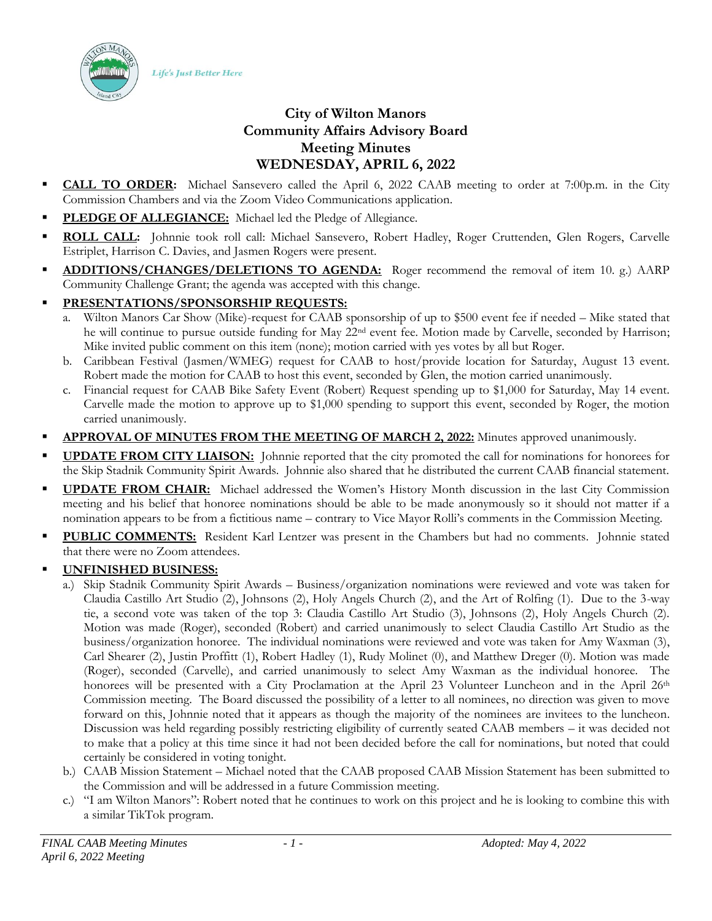Life's Just Better Here

# City of Wilton Manors
# Community Affairs Advisory Board
# Meeting Minutes
# WEDNESDAY, APRIL 6, 2022

- **CALL TO ORDER:** Michael Sansevero called the April 6, 2022 CAAB meeting to order at 7:00p.m. in the City Commission Chambers and via the Zoom Video Communications application.
- **PLEDGE OF ALLEGIANCE:** Michael led the Pledge of Allegiance.
- **ROLL CALL:** Johnnie took roll call: Michael Sansevero, Robert Hadley, Roger Cruttenden, Glen Rogers, Carvelle Estriplet, Harrison C. Davies, and Jasmen Rogers were present.
- **ADDITIONS/CHANGES/DELETIONS TO AGENDA:** Roger recommend the removal of item 10. g.) AARP Community Challenge Grant; the agenda was accepted with this change.
- **PRESENTATIONS/SPONSORSHIP REQUESTS:**
  a. Wilton Manors Car Show (Mike)-request for CAAB sponsorship of up to $500 event fee if needed – Mike stated that he will continue to pursue outside funding for May 22nd event fee. Motion made by Carvelle, seconded by Harrison; Mike invited public comment on this item (none); motion carried with yes votes by all but Roger.
  b. Caribbean Festival (Jasmen/WMEG) request for CAAB to host/provide location for Saturday, August 13 event. Robert made the motion for CAAB to host this event, seconded by Glen, the motion carried unanimously.
  c. Financial request for CAAB Bike Safety Event (Robert) Request spending up to $1,000 for Saturday, May 14 event. Carvelle made the motion to approve up to $1,000 spending to support this event, seconded by Roger, the motion carried unanimously.
- **APPROVAL OF MINUTES FROM THE MEETING OF MARCH 2, 2022:** Minutes approved unanimously.
- **UPDATE FROM CITY LIAISON:** Johnnie reported that the city promoted the call for nominations for honorees for the Skip Stadnik Community Spirit Awards. Johnnie also shared that he distributed the current CAAB financial statement.
- **UPDATE FROM CHAIR:** Michael addressed the Women's History Month discussion in the last City Commission meeting and his belief that honoree nominations should be able to be made anonymously so it should not matter if a nomination appears to be from a fictitious name – contrary to Vice Mayor Rolli's comments in the Commission Meeting.
- **PUBLIC COMMENTS:** Resident Karl Lentzer was present in the Chambers but had no comments. Johnnie stated that there were no Zoom attendees.
- **UNFINISHED BUSINESS:**
  a.) Skip Stadnik Community Spirit Awards – Business/organization nominations were reviewed and vote was taken for Claudia Castillo Art Studio (2), Johnsons (2), Holy Angels Church (2), and the Art of Rolfing (1). Due to the 3-way tie, a second vote was taken of the top 3: Claudia Castillo Art Studio (3), Johnsons (2), Holy Angels Church (2). Motion was made (Roger), seconded (Robert) and carried unanimously to select Claudia Castillo Art Studio as the business/organization honoree. The individual nominations were reviewed and vote was taken for Amy Waxman (3), Carl Shearer (2), Justin Proffitt (1), Robert Hadley (1), Rudy Molinet (0), and Matthew Dreger (0). Motion was made (Roger), seconded (Carvelle), and carried unanimously to select Amy Waxman as the individual honoree. The honorees will be presented with a City Proclamation at the April 23 Volunteer Luncheon and in the April 26th Commission meeting. The Board discussed the possibility of a letter to all nominees, no direction was given to move forward on this, Johnnie noted that it appears as though the majority of the nominees are invitees to the luncheon. Discussion was held regarding possibly restricting eligibility of currently seated CAAB members – it was decided not to make that a policy at this time since it had not been decided before the call for nominations, but noted that could certainly be considered in voting tonight.
  b.) CAAB Mission Statement – Michael noted that the CAAB proposed CAAB Mission Statement has been submitted to the Commission and will be addressed in a future Commission meeting.
  c.) "I am Wilton Manors": Robert noted that he continues to work on this project and he is looking to combine this with a similar TikTok program.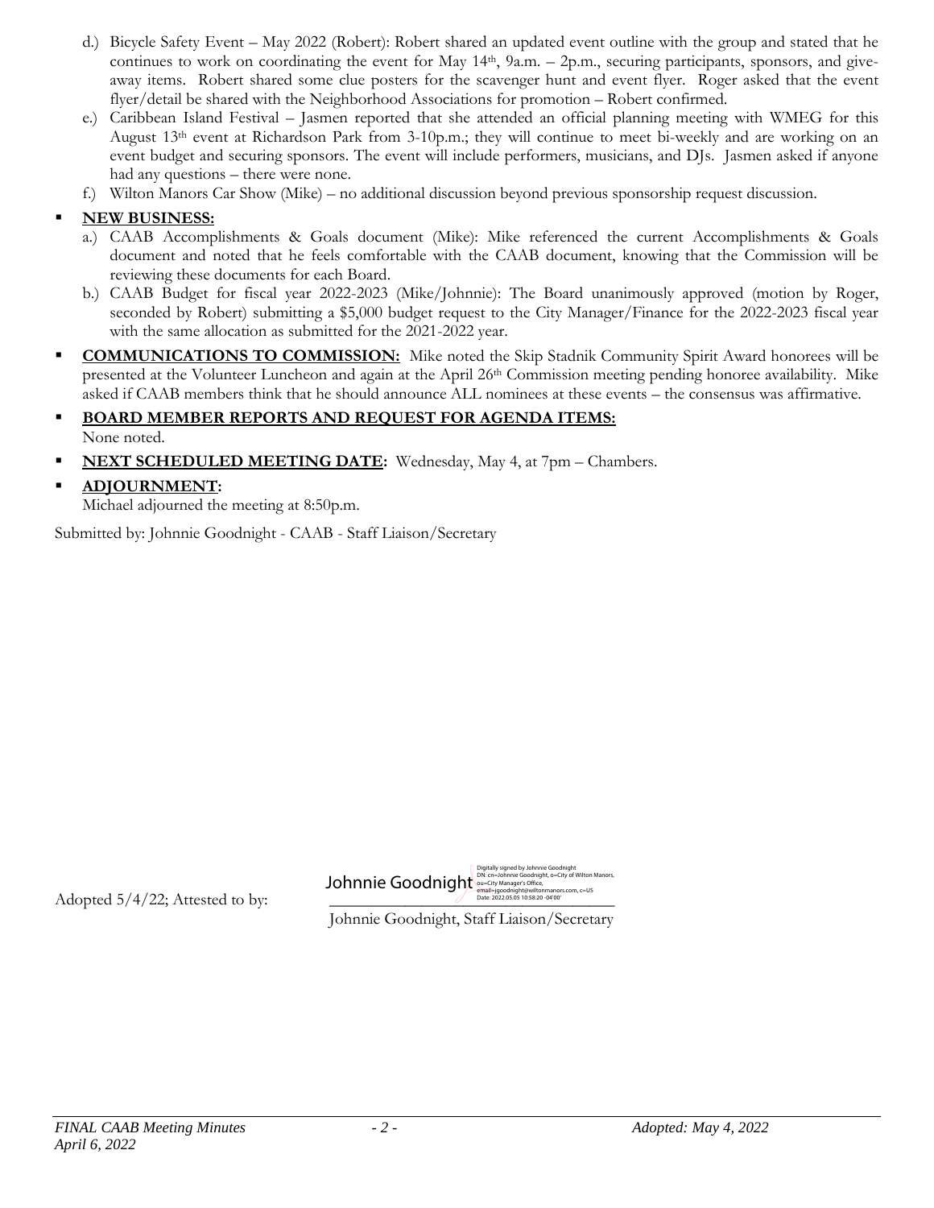d.) Bicycle Safety Event – May 2022 (Robert): Robert shared an updated event outline with the group and stated that he continues to work on coordinating the event for May 14th, 9a.m. – 2p.m., securing participants, sponsors, and give-away items. Robert shared some clue posters for the scavenger hunt and event flyer. Roger asked that the event flyer/detail be shared with the Neighborhood Associations for promotion – Robert confirmed.

e.) Caribbean Island Festival – Jasmen reported that she attended an official planning meeting with WMEG for this August 13th event at Richardson Park from 3-10p.m.; they will continue to meet bi-weekly and are working on an event budget and securing sponsors. The event will include performers, musicians, and DJs. Jasmen asked if anyone had any questions – there were none.

f.) Wilton Manors Car Show (Mike) – no additional discussion beyond previous sponsorship request discussion.

- **NEW BUSINESS:**

  a.) CAAB Accomplishments & Goals document (Mike): Mike referenced the current Accomplishments & Goals document and noted that he feels comfortable with the CAAB document, knowing that the Commission will be reviewing these documents for each Board.

  b.) CAAB Budget for fiscal year 2022-2023 (Mike/Johnnie): The Board unanimously approved (motion by Roger, seconded by Robert) submitting a $5,000 budget request to the City Manager/Finance for the 2022-2023 fiscal year with the same allocation as submitted for the 2021-2022 year.

- **COMMUNICATIONS TO COMMISSION:** Mike noted the Skip Stadnik Community Spirit Award honorees will be presented at the Volunteer Luncheon and again at the April 26th Commission meeting pending honoree availability. Mike asked if CAAB members think that he should announce ALL nominees at these events – the consensus was affirmative.

- **BOARD MEMBER REPORTS AND REQUEST FOR AGENDA ITEMS:**
  None noted.

- **NEXT SCHEDULED MEETING DATE:** Wednesday, May 4, at 7pm – Chambers.

- **ADJOURNMENT:**
  Michael adjourned the meeting at 8:50p.m.

Submitted by: Johnnie Goodnight - CAAB - Staff Liaison/Secretary

Adopted 5/4/22; Attested to by:

Johnnie Goodnight — Digitally signed by Johnnie Goodnight DN: cn=Johnnie Goodnight, o=City of Wilton Manors, ou=City Manager's Office, email=jgoodnight@wiltonmanors.com, c=US Date: 2022.05.05 10:58:20 -04'00'

Johnnie Goodnight, Staff Liaison/Secretary